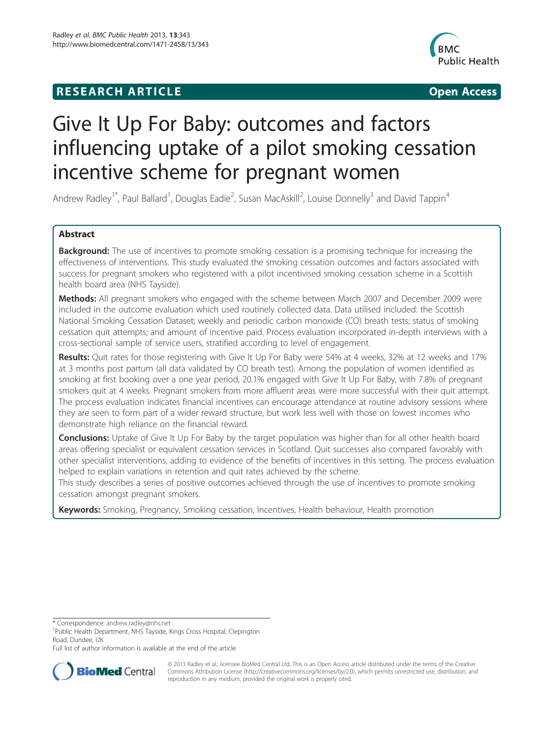**RESEARCH ARTICLE** **Open Access**

# Give It Up For Baby: outcomes and factors influencing uptake of a pilot smoking cessation incentive scheme for pregnant women

Andrew Radley[1*], Paul Ballard[1], Douglas Eadie[2], Susan MacAskill[2], Louise Donnelly[3] and David Tappin[4]

## Abstract

**Background:** The use of incentives to promote smoking cessation is a promising technique for increasing the effectiveness of interventions. This study evaluated the smoking cessation outcomes and factors associated with success for pregnant smokers who registered with a pilot incentivised smoking cessation scheme in a Scottish health board area (NHS Tayside).

**Methods:** All pregnant smokers who engaged with the scheme between March 2007 and December 2009 were included in the outcome evaluation which used routinely collected data. Data utilised included: the Scottish National Smoking Cessation Dataset; weekly and periodic carbon monoxide (CO) breath tests; status of smoking cessation quit attempts; and amount of incentive paid. Process evaluation incorporated in-depth interviews with a cross-sectional sample of service users, stratified according to level of engagement.

**Results:** Quit rates for those registering with Give It Up For Baby were 54% at 4 weeks, 32% at 12 weeks and 17% at 3 months post partum (all data validated by CO breath test). Among the population of women identified as smoking at first booking over a one year period, 20.1% engaged with Give It Up For Baby, with 7.8% of pregnant smokers quit at 4 weeks. Pregnant smokers from more affluent areas were more successful with their quit attempt. The process evaluation indicates financial incentives can encourage attendance at routine advisory sessions where they are seen to form part of a wider reward structure, but work less well with those on lowest incomes who demonstrate high reliance on the financial reward.

**Conclusions:** Uptake of Give It Up For Baby by the target population was higher than for all other health board areas offering specialist or equivalent cessation services in Scotland. Quit successes also compared favorably with other specialist interventions, adding to evidence of the benefits of incentives in this setting. The process evaluation helped to explain variations in retention and quit rates achieved by the scheme.

This study describes a series of positive outcomes achieved through the use of incentives to promote smoking cessation amongst pregnant smokers.

**Keywords:** Smoking, Pregnancy, Smoking cessation, Incentives, Health behaviour, Health promotion

\* Correspondence: andrew.radley@nhs.net
[1]Public Health Department, NHS Tayside, Kings Cross Hospital, Clepington Road, Dundee, UK
Full list of author information is available at the end of the article

© 2013 Radley et al.; licensee BioMed Central Ltd. This is an Open Access article distributed under the terms of the Creative Commons Attribution License (http://creativecommons.org/licenses/by/2.0), which permits unrestricted use, distribution, and reproduction in any medium, provided the original work is properly cited.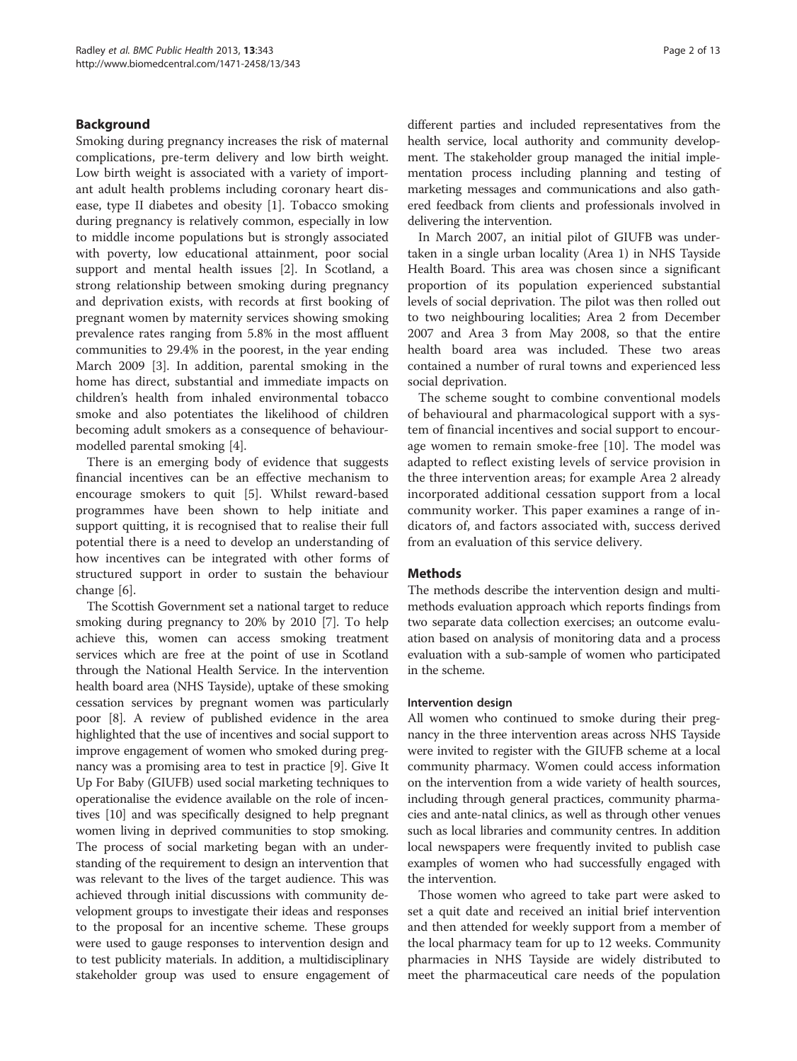## Background

Smoking during pregnancy increases the risk of maternal complications, pre-term delivery and low birth weight. Low birth weight is associated with a variety of important adult health problems including coronary heart disease, type II diabetes and obesity [1]. Tobacco smoking during pregnancy is relatively common, especially in low to middle income populations but is strongly associated with poverty, low educational attainment, poor social support and mental health issues [2]. In Scotland, a strong relationship between smoking during pregnancy and deprivation exists, with records at first booking of pregnant women by maternity services showing smoking prevalence rates ranging from 5.8% in the most affluent communities to 29.4% in the poorest, in the year ending March 2009 [3]. In addition, parental smoking in the home has direct, substantial and immediate impacts on children's health from inhaled environmental tobacco smoke and also potentiates the likelihood of children becoming adult smokers as a consequence of behaviour-modelled parental smoking [4].

There is an emerging body of evidence that suggests financial incentives can be an effective mechanism to encourage smokers to quit [5]. Whilst reward-based programmes have been shown to help initiate and support quitting, it is recognised that to realise their full potential there is a need to develop an understanding of how incentives can be integrated with other forms of structured support in order to sustain the behaviour change [6].

The Scottish Government set a national target to reduce smoking during pregnancy to 20% by 2010 [7]. To help achieve this, women can access smoking treatment services which are free at the point of use in Scotland through the National Health Service. In the intervention health board area (NHS Tayside), uptake of these smoking cessation services by pregnant women was particularly poor [8]. A review of published evidence in the area highlighted that the use of incentives and social support to improve engagement of women who smoked during pregnancy was a promising area to test in practice [9]. Give It Up For Baby (GIUFB) used social marketing techniques to operationalise the evidence available on the role of incentives [10] and was specifically designed to help pregnant women living in deprived communities to stop smoking. The process of social marketing began with an understanding of the requirement to design an intervention that was relevant to the lives of the target audience. This was achieved through initial discussions with community development groups to investigate their ideas and responses to the proposal for an incentive scheme. These groups were used to gauge responses to intervention design and to test publicity materials. In addition, a multidisciplinary stakeholder group was used to ensure engagement of different parties and included representatives from the health service, local authority and community development. The stakeholder group managed the initial implementation process including planning and testing of marketing messages and communications and also gathered feedback from clients and professionals involved in delivering the intervention.

In March 2007, an initial pilot of GIUFB was undertaken in a single urban locality (Area 1) in NHS Tayside Health Board. This area was chosen since a significant proportion of its population experienced substantial levels of social deprivation. The pilot was then rolled out to two neighbouring localities; Area 2 from December 2007 and Area 3 from May 2008, so that the entire health board area was included. These two areas contained a number of rural towns and experienced less social deprivation.

The scheme sought to combine conventional models of behavioural and pharmacological support with a system of financial incentives and social support to encourage women to remain smoke-free [10]. The model was adapted to reflect existing levels of service provision in the three intervention areas; for example Area 2 already incorporated additional cessation support from a local community worker. This paper examines a range of indicators of, and factors associated with, success derived from an evaluation of this service delivery.

## Methods

The methods describe the intervention design and multi-methods evaluation approach which reports findings from two separate data collection exercises; an outcome evaluation based on analysis of monitoring data and a process evaluation with a sub-sample of women who participated in the scheme.

### Intervention design

All women who continued to smoke during their pregnancy in the three intervention areas across NHS Tayside were invited to register with the GIUFB scheme at a local community pharmacy. Women could access information on the intervention from a wide variety of health sources, including through general practices, community pharmacies and ante-natal clinics, as well as through other venues such as local libraries and community centres. In addition local newspapers were frequently invited to publish case examples of women who had successfully engaged with the intervention.

Those women who agreed to take part were asked to set a quit date and received an initial brief intervention and then attended for weekly support from a member of the local pharmacy team for up to 12 weeks. Community pharmacies in NHS Tayside are widely distributed to meet the pharmaceutical care needs of the population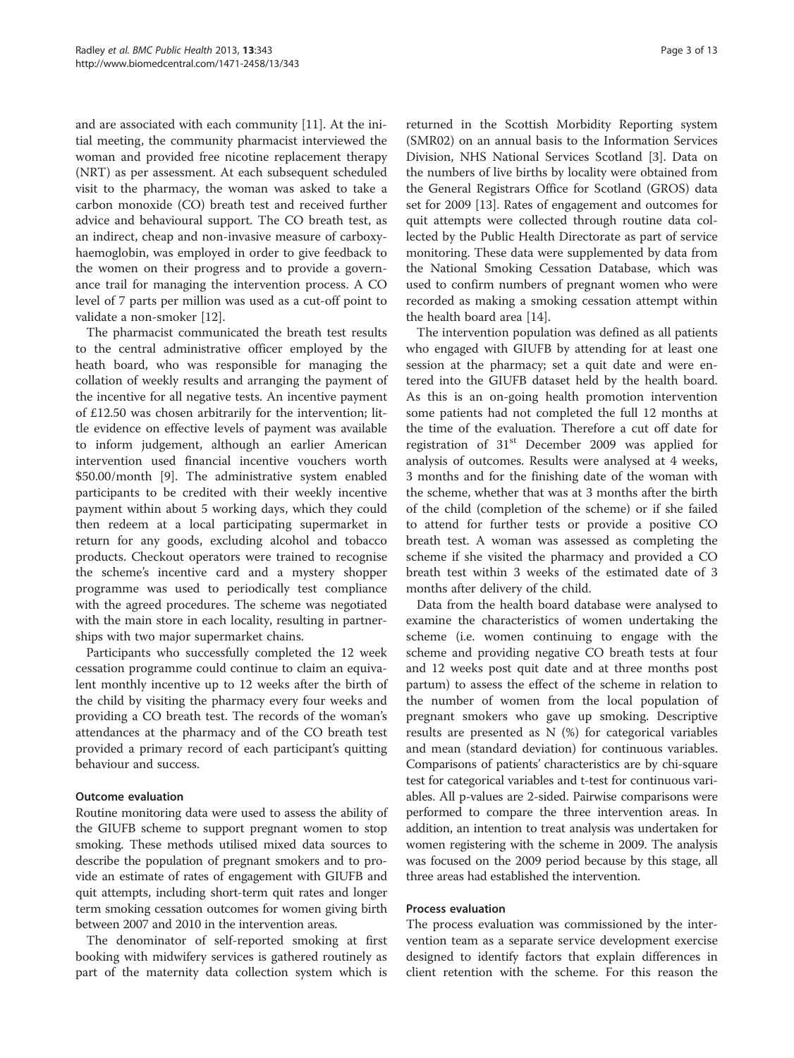and are associated with each community [11]. At the initial meeting, the community pharmacist interviewed the woman and provided free nicotine replacement therapy (NRT) as per assessment. At each subsequent scheduled visit to the pharmacy, the woman was asked to take a carbon monoxide (CO) breath test and received further advice and behavioural support. The CO breath test, as an indirect, cheap and non-invasive measure of carboxyhaemoglobin, was employed in order to give feedback to the women on their progress and to provide a governance trail for managing the intervention process. A CO level of 7 parts per million was used as a cut-off point to validate a non-smoker [12].

The pharmacist communicated the breath test results to the central administrative officer employed by the heath board, who was responsible for managing the collation of weekly results and arranging the payment of the incentive for all negative tests. An incentive payment of £12.50 was chosen arbitrarily for the intervention; little evidence on effective levels of payment was available to inform judgement, although an earlier American intervention used financial incentive vouchers worth \$50.00/month [9]. The administrative system enabled participants to be credited with their weekly incentive payment within about 5 working days, which they could then redeem at a local participating supermarket in return for any goods, excluding alcohol and tobacco products. Checkout operators were trained to recognise the scheme's incentive card and a mystery shopper programme was used to periodically test compliance with the agreed procedures. The scheme was negotiated with the main store in each locality, resulting in partnerships with two major supermarket chains.

Participants who successfully completed the 12 week cessation programme could continue to claim an equivalent monthly incentive up to 12 weeks after the birth of the child by visiting the pharmacy every four weeks and providing a CO breath test. The records of the woman's attendances at the pharmacy and of the CO breath test provided a primary record of each participant's quitting behaviour and success.

### Outcome evaluation

Routine monitoring data were used to assess the ability of the GIUFB scheme to support pregnant women to stop smoking. These methods utilised mixed data sources to describe the population of pregnant smokers and to provide an estimate of rates of engagement with GIUFB and quit attempts, including short-term quit rates and longer term smoking cessation outcomes for women giving birth between 2007 and 2010 in the intervention areas.

The denominator of self-reported smoking at first booking with midwifery services is gathered routinely as part of the maternity data collection system which is returned in the Scottish Morbidity Reporting system (SMR02) on an annual basis to the Information Services Division, NHS National Services Scotland [3]. Data on the numbers of live births by locality were obtained from the General Registrars Office for Scotland (GROS) data set for 2009 [13]. Rates of engagement and outcomes for quit attempts were collected through routine data collected by the Public Health Directorate as part of service monitoring. These data were supplemented by data from the National Smoking Cessation Database, which was used to confirm numbers of pregnant women who were recorded as making a smoking cessation attempt within the health board area [14].

The intervention population was defined as all patients who engaged with GIUFB by attending for at least one session at the pharmacy; set a quit date and were entered into the GIUFB dataset held by the health board. As this is an on-going health promotion intervention some patients had not completed the full 12 months at the time of the evaluation. Therefore a cut off date for registration of 31st December 2009 was applied for analysis of outcomes. Results were analysed at 4 weeks, 3 months and for the finishing date of the woman with the scheme, whether that was at 3 months after the birth of the child (completion of the scheme) or if she failed to attend for further tests or provide a positive CO breath test. A woman was assessed as completing the scheme if she visited the pharmacy and provided a CO breath test within 3 weeks of the estimated date of 3 months after delivery of the child.

Data from the health board database were analysed to examine the characteristics of women undertaking the scheme (i.e. women continuing to engage with the scheme and providing negative CO breath tests at four and 12 weeks post quit date and at three months post partum) to assess the effect of the scheme in relation to the number of women from the local population of pregnant smokers who gave up smoking. Descriptive results are presented as N (%) for categorical variables and mean (standard deviation) for continuous variables. Comparisons of patients' characteristics are by chi-square test for categorical variables and t-test for continuous variables. All p-values are 2-sided. Pairwise comparisons were performed to compare the three intervention areas. In addition, an intention to treat analysis was undertaken for women registering with the scheme in 2009. The analysis was focused on the 2009 period because by this stage, all three areas had established the intervention.

### Process evaluation

The process evaluation was commissioned by the intervention team as a separate service development exercise designed to identify factors that explain differences in client retention with the scheme. For this reason the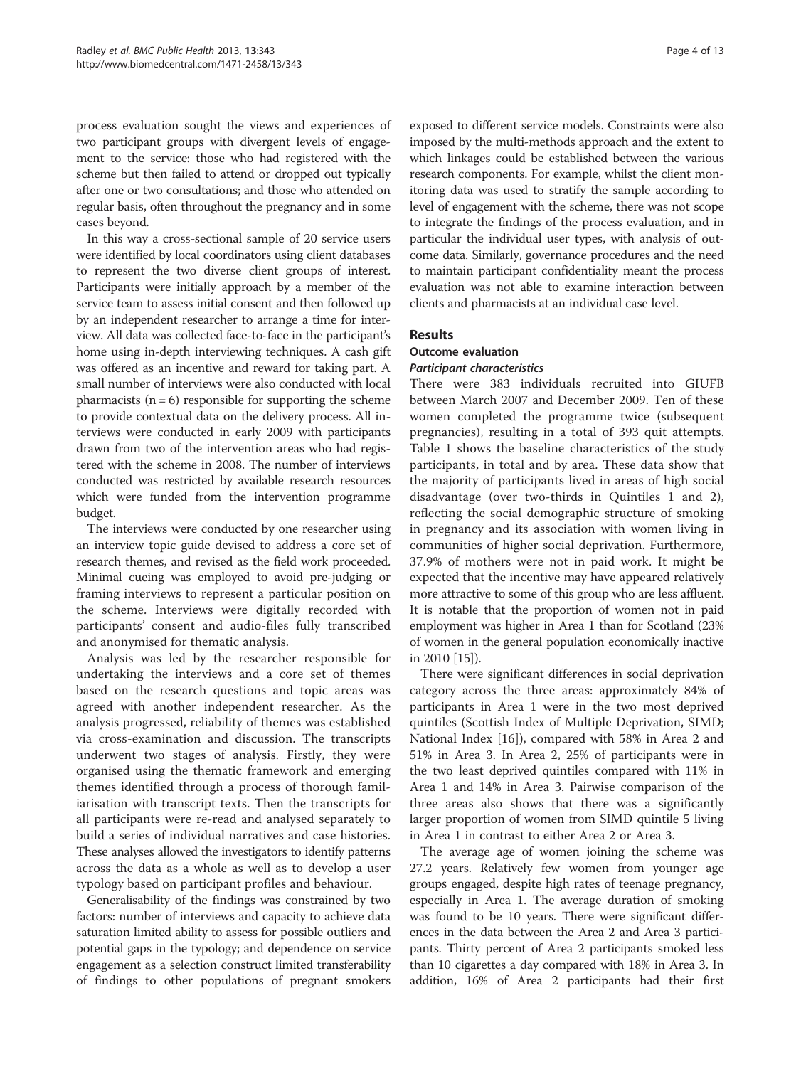process evaluation sought the views and experiences of two participant groups with divergent levels of engagement to the service: those who had registered with the scheme but then failed to attend or dropped out typically after one or two consultations; and those who attended on regular basis, often throughout the pregnancy and in some cases beyond.

In this way a cross-sectional sample of 20 service users were identified by local coordinators using client databases to represent the two diverse client groups of interest. Participants were initially approach by a member of the service team to assess initial consent and then followed up by an independent researcher to arrange a time for interview. All data was collected face-to-face in the participant's home using in-depth interviewing techniques. A cash gift was offered as an incentive and reward for taking part. A small number of interviews were also conducted with local pharmacists (n = 6) responsible for supporting the scheme to provide contextual data on the delivery process. All interviews were conducted in early 2009 with participants drawn from two of the intervention areas who had registered with the scheme in 2008. The number of interviews conducted was restricted by available research resources which were funded from the intervention programme budget.

The interviews were conducted by one researcher using an interview topic guide devised to address a core set of research themes, and revised as the field work proceeded. Minimal cueing was employed to avoid pre-judging or framing interviews to represent a particular position on the scheme. Interviews were digitally recorded with participants' consent and audio-files fully transcribed and anonymised for thematic analysis.

Analysis was led by the researcher responsible for undertaking the interviews and a core set of themes based on the research questions and topic areas was agreed with another independent researcher. As the analysis progressed, reliability of themes was established via cross-examination and discussion. The transcripts underwent two stages of analysis. Firstly, they were organised using the thematic framework and emerging themes identified through a process of thorough familiarisation with transcript texts. Then the transcripts for all participants were re-read and analysed separately to build a series of individual narratives and case histories. These analyses allowed the investigators to identify patterns across the data as a whole as well as to develop a user typology based on participant profiles and behaviour.

Generalisability of the findings was constrained by two factors: number of interviews and capacity to achieve data saturation limited ability to assess for possible outliers and potential gaps in the typology; and dependence on service engagement as a selection construct limited transferability of findings to other populations of pregnant smokers exposed to different service models. Constraints were also imposed by the multi-methods approach and the extent to which linkages could be established between the various research components. For example, whilst the client monitoring data was used to stratify the sample according to level of engagement with the scheme, there was not scope to integrate the findings of the process evaluation, and in particular the individual user types, with analysis of outcome data. Similarly, governance procedures and the need to maintain participant confidentiality meant the process evaluation was not able to examine interaction between clients and pharmacists at an individual case level.

## Results

### Outcome evaluation

#### *Participant characteristics*

There were 383 individuals recruited into GIUFB between March 2007 and December 2009. Ten of these women completed the programme twice (subsequent pregnancies), resulting in a total of 393 quit attempts. Table 1 shows the baseline characteristics of the study participants, in total and by area. These data show that the majority of participants lived in areas of high social disadvantage (over two-thirds in Quintiles 1 and 2), reflecting the social demographic structure of smoking in pregnancy and its association with women living in communities of higher social deprivation. Furthermore, 37.9% of mothers were not in paid work. It might be expected that the incentive may have appeared relatively more attractive to some of this group who are less affluent. It is notable that the proportion of women not in paid employment was higher in Area 1 than for Scotland (23% of women in the general population economically inactive in 2010 [15]).

There were significant differences in social deprivation category across the three areas: approximately 84% of participants in Area 1 were in the two most deprived quintiles (Scottish Index of Multiple Deprivation, SIMD; National Index [16]), compared with 58% in Area 2 and 51% in Area 3. In Area 2, 25% of participants were in the two least deprived quintiles compared with 11% in Area 1 and 14% in Area 3. Pairwise comparison of the three areas also shows that there was a significantly larger proportion of women from SIMD quintile 5 living in Area 1 in contrast to either Area 2 or Area 3.

The average age of women joining the scheme was 27.2 years. Relatively few women from younger age groups engaged, despite high rates of teenage pregnancy, especially in Area 1. The average duration of smoking was found to be 10 years. There were significant differences in the data between the Area 2 and Area 3 participants. Thirty percent of Area 2 participants smoked less than 10 cigarettes a day compared with 18% in Area 3. In addition, 16% of Area 2 participants had their first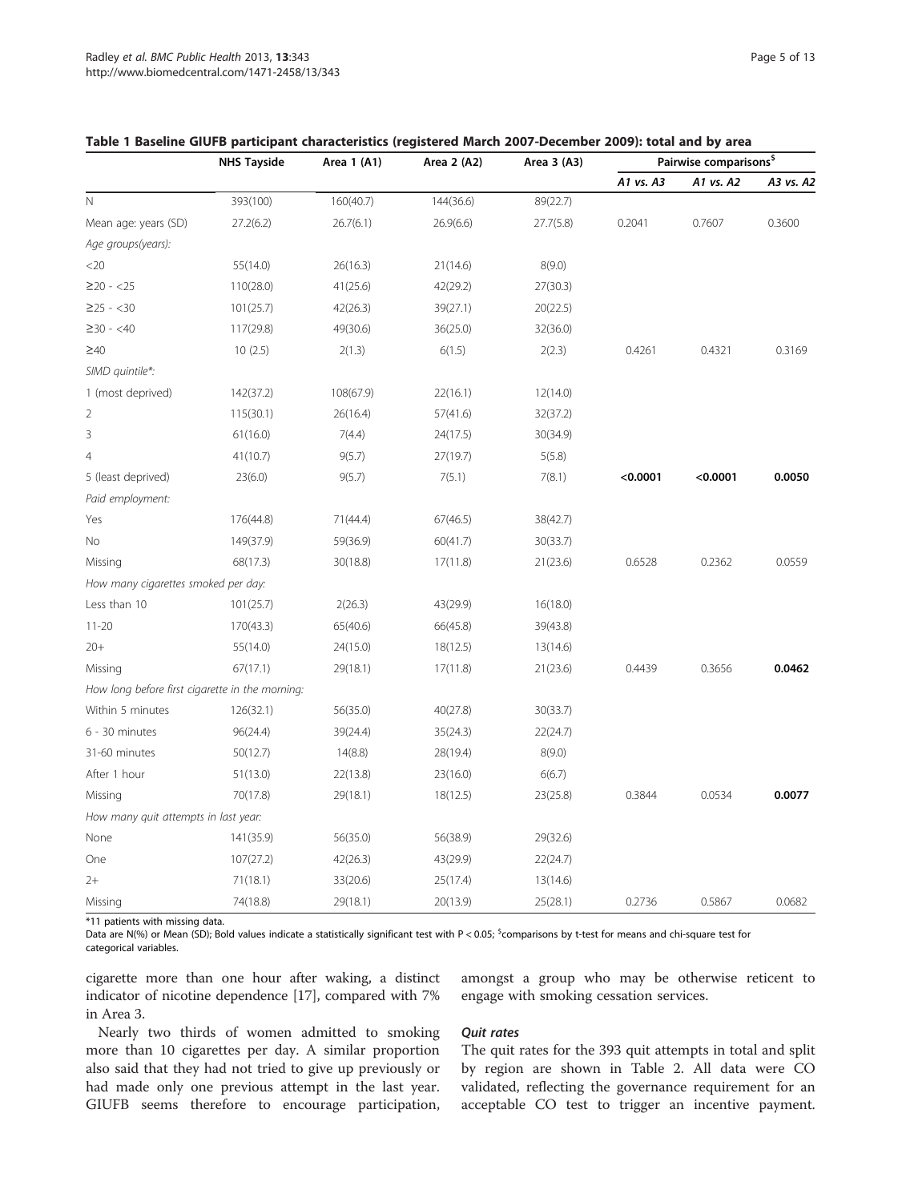**Table 1 Baseline GIUFB participant characteristics (registered March 2007-December 2009): total and by area**

| | NHS Tayside | Area 1 (A1) | Area 2 (A2) | Area 3 (A3) | Pairwise comparisons[$] | | |
|---|---|---|---|---|---|---|---|
| | | | | | *A1 vs. A3* | *A1 vs. A2* | *A3 vs. A2* |
| N | 393(100) | 160(40.7) | 144(36.6) | 89(22.7) | | | |
| Mean age: years (SD) | 27.2(6.2) | 26.7(6.1) | 26.9(6.6) | 27.7(5.8) | 0.2041 | 0.7607 | 0.3600 |
| *Age groups(years):* | | | | | | | |
| <20 | 55(14.0) | 26(16.3) | 21(14.6) | 8(9.0) | | | |
| ≥20 - <25 | 110(28.0) | 41(25.6) | 42(29.2) | 27(30.3) | | | |
| ≥25 - <30 | 101(25.7) | 42(26.3) | 39(27.1) | 20(22.5) | | | |
| ≥30 - <40 | 117(29.8) | 49(30.6) | 36(25.0) | 32(36.0) | | | |
| ≥40 | 10 (2.5) | 2(1.3) | 6(1.5) | 2(2.3) | 0.4261 | 0.4321 | 0.3169 |
| *SIMD quintile*:* | | | | | | | |
| 1 (most deprived) | 142(37.2) | 108(67.9) | 22(16.1) | 12(14.0) | | | |
| 2 | 115(30.1) | 26(16.4) | 57(41.6) | 32(37.2) | | | |
| 3 | 61(16.0) | 7(4.4) | 24(17.5) | 30(34.9) | | | |
| 4 | 41(10.7) | 9(5.7) | 27(19.7) | 5(5.8) | | | |
| 5 (least deprived) | 23(6.0) | 9(5.7) | 7(5.1) | 7(8.1) | **<0.0001** | **<0.0001** | **0.0050** |
| *Paid employment:* | | | | | | | |
| Yes | 176(44.8) | 71(44.4) | 67(46.5) | 38(42.7) | | | |
| No | 149(37.9) | 59(36.9) | 60(41.7) | 30(33.7) | | | |
| Missing | 68(17.3) | 30(18.8) | 17(11.8) | 21(23.6) | 0.6528 | 0.2362 | 0.0559 |
| *How many cigarettes smoked per day:* | | | | | | | |
| Less than 10 | 101(25.7) | 2(26.3) | 43(29.9) | 16(18.0) | | | |
| 11-20 | 170(43.3) | 65(40.6) | 66(45.8) | 39(43.8) | | | |
| 20+ | 55(14.0) | 24(15.0) | 18(12.5) | 13(14.6) | | | |
| Missing | 67(17.1) | 29(18.1) | 17(11.8) | 21(23.6) | 0.4439 | 0.3656 | **0.0462** |
| *How long before first cigarette in the morning:* | | | | | | | |
| Within 5 minutes | 126(32.1) | 56(35.0) | 40(27.8) | 30(33.7) | | | |
| 6 - 30 minutes | 96(24.4) | 39(24.4) | 35(24.3) | 22(24.7) | | | |
| 31-60 minutes | 50(12.7) | 14(8.8) | 28(19.4) | 8(9.0) | | | |
| After 1 hour | 51(13.0) | 22(13.8) | 23(16.0) | 6(6.7) | | | |
| Missing | 70(17.8) | 29(18.1) | 18(12.5) | 23(25.8) | 0.3844 | 0.0534 | **0.0077** |
| *How many quit attempts in last year:* | | | | | | | |
| None | 141(35.9) | 56(35.0) | 56(38.9) | 29(32.6) | | | |
| One | 107(27.2) | 42(26.3) | 43(29.9) | 22(24.7) | | | |
| 2+ | 71(18.1) | 33(20.6) | 25(17.4) | 13(14.6) | | | |
| Missing | 74(18.8) | 29(18.1) | 20(13.9) | 25(28.1) | 0.2736 | 0.5867 | 0.0682 |

*11 patients with missing data.
Data are N(%) or Mean (SD); Bold values indicate a statistically significant test with P < 0.05; [$]comparisons by t-test for means and chi-square test for categorical variables.

cigarette more than one hour after waking, a distinct indicator of nicotine dependence [17], compared with 7% in Area 3.

Nearly two thirds of women admitted to smoking more than 10 cigarettes per day. A similar proportion also said that they had not tried to give up previously or had made only one previous attempt in the last year. GIUFB seems therefore to encourage participation, amongst a group who may be otherwise reticent to engage with smoking cessation services.

### *Quit rates*

The quit rates for the 393 quit attempts in total and split by region are shown in Table 2. All data were CO validated, reflecting the governance requirement for an acceptable CO test to trigger an incentive payment.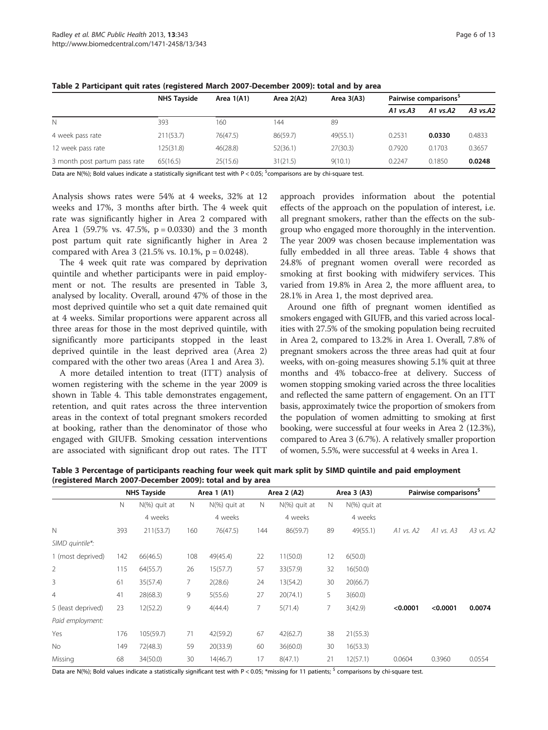**Table 2 Participant quit rates (registered March 2007-December 2009): total and by area**

| | NHS Tayside | Area 1(A1) | Area 2(A2) | Area 3(A3) | Pairwise comparisons[$] | | |
|---|---|---|---|---|---|---|---|
| | | | | | *A1 vs.A3* | *A1 vs.A2* | *A3 vs.A2* |
| N | 393 | 160 | 144 | 89 | | | |
| 4 week pass rate | 211(53.7) | 76(47.5) | 86(59.7) | 49(55.1) | 0.2531 | **0.0330** | 0.4833 |
| 12 week pass rate | 125(31.8) | 46(28.8) | 52(36.1) | 27(30.3) | 0.7920 | 0.1703 | 0.3657 |
| 3 month post partum pass rate | 65(16.5) | 25(15.6) | 31(21.5) | 9(10.1) | 0.2247 | 0.1850 | **0.0248** |

Data are N(%); Bold values indicate a statistically significant test with P < 0.05; [$]comparisons are by chi-square test.

Analysis shows rates were 54% at 4 weeks, 32% at 12 weeks and 17%, 3 months after birth. The 4 week quit rate was significantly higher in Area 2 compared with Area 1 (59.7% vs. 47.5%, p = 0.0330) and the 3 month post partum quit rate significantly higher in Area 2 compared with Area 3 (21.5% vs. 10.1%, p = 0.0248).

The 4 week quit rate was compared by deprivation quintile and whether participants were in paid employment or not. The results are presented in Table 3, analysed by locality. Overall, around 47% of those in the most deprived quintile who set a quit date remained quit at 4 weeks. Similar proportions were apparent across all three areas for those in the most deprived quintile, with significantly more participants stopped in the least deprived quintile in the least deprived area (Area 2) compared with the other two areas (Area 1 and Area 3).

A more detailed intention to treat (ITT) analysis of women registering with the scheme in the year 2009 is shown in Table 4. This table demonstrates engagement, retention, and quit rates across the three intervention areas in the context of total pregnant smokers recorded at booking, rather than the denominator of those who engaged with GIUFB. Smoking cessation interventions are associated with significant drop out rates. The ITT approach provides information about the potential effects of the approach on the population of interest, i.e. all pregnant smokers, rather than the effects on the subgroup who engaged more thoroughly in the intervention. The year 2009 was chosen because implementation was fully embedded in all three areas. Table 4 shows that 24.8% of pregnant women overall were recorded as smoking at first booking with midwifery services. This varied from 19.8% in Area 2, the more affluent area, to 28.1% in Area 1, the most deprived area.

Around one fifth of pregnant women identified as smokers engaged with GIUFB, and this varied across localities with 27.5% of the smoking population being recruited in Area 2, compared to 13.2% in Area 1. Overall, 7.8% of pregnant smokers across the three areas had quit at four weeks, with on-going measures showing 5.1% quit at three months and 4% tobacco-free at delivery. Success of women stopping smoking varied across the three localities and reflected the same pattern of engagement. On an ITT basis, approximately twice the proportion of smokers from the population of women admitting to smoking at first booking, were successful at four weeks in Area 2 (12.3%), compared to Area 3 (6.7%). A relatively smaller proportion of women, 5.5%, were successful at 4 weeks in Area 1.

**Table 3 Percentage of participants reaching four week quit mark split by SIMD quintile and paid employment (registered March 2007-December 2009): total and by area**

| | NHS Tayside | | Area 1 (A1) | | Area 2 (A2) | | Area 3 (A3) | | Pairwise comparisons[$] | | |
|---|---|---|---|---|---|---|---|---|---|---|---|
| | N | N(%) quit at 4 weeks | N | N(%) quit at 4 weeks | N | N(%) quit at 4 weeks | N | N(%) quit at 4 weeks | | | |
| N | 393 | 211(53.7) | 160 | 76(47.5) | 144 | 86(59.7) | 89 | 49(55.1) | *A1 vs. A2* | *A1 vs. A3* | *A3 vs. A2* |
| *SIMD quintile\*:* | | | | | | | | | | | |
| 1 (most deprived) | 142 | 66(46.5) | 108 | 49(45.4) | 22 | 11(50.0) | 12 | 6(50.0) | | | |
| 2 | 115 | 64(55.7) | 26 | 15(57.7) | 57 | 33(57.9) | 32 | 16(50.0) | | | |
| 3 | 61 | 35(57.4) | 7 | 2(28.6) | 24 | 13(54.2) | 30 | 20(66.7) | | | |
| 4 | 41 | 28(68.3) | 9 | 5(55.6) | 27 | 20(74.1) | 5 | 3(60.0) | | | |
| 5 (least deprived) | 23 | 12(52.2) | 9 | 4(44.4) | 7 | 5(71.4) | 7 | 3(42.9) | **<0.0001** | **<0.0001** | **0.0074** |
| *Paid employment:* | | | | | | | | | | | |
| Yes | 176 | 105(59.7) | 71 | 42(59.2) | 67 | 42(62.7) | 38 | 21(55.3) | | | |
| No | 149 | 72(48.3) | 59 | 20(33.9) | 60 | 36(60.0) | 30 | 16(53.3) | | | |
| Missing | 68 | 34(50.0) | 30 | 14(46.7) | 17 | 8(47.1) | 21 | 12(57.1) | 0.0604 | 0.3960 | 0.0554 |

Data are N(%); Bold values indicate a statistically significant test with P < 0.05; \*missing for 11 patients; [$] comparisons by chi-square test.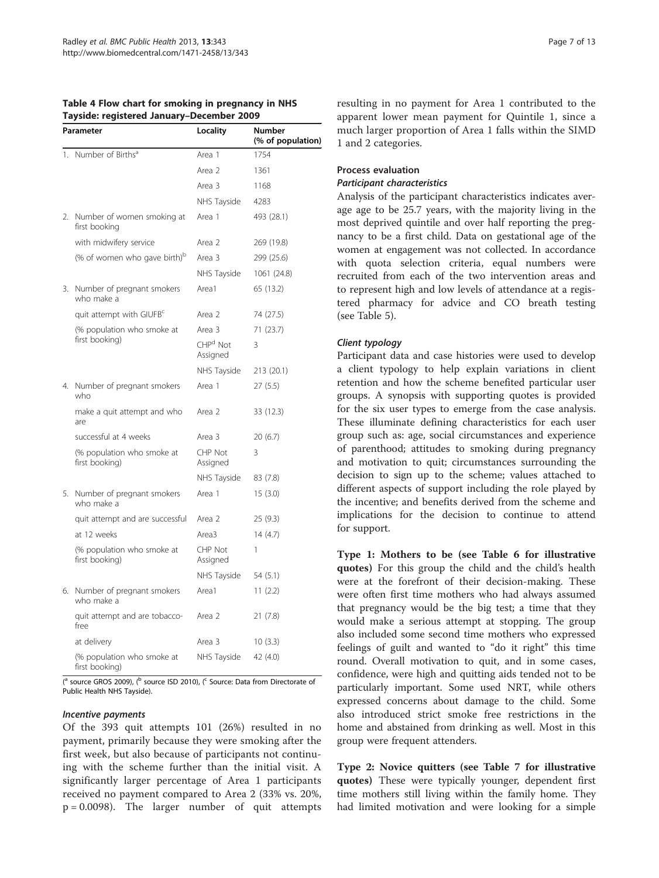**Table 4 Flow chart for smoking in pregnancy in NHS Tayside: registered January–December 2009**

| Parameter | Locality | Number (% of population) |
| --- | --- | --- |
| 1. Number of Births[a] | Area 1 | 1754 |
| | Area 2 | 1361 |
| | Area 3 | 1168 |
| | NHS Tayside | 4283 |
| 2. Number of women smoking at first booking | Area 1 | 493 (28.1) |
| with midwifery service | Area 2 | 269 (19.8) |
| (% of women who gave birth)[b] | Area 3 | 299 (25.6) |
| | NHS Tayside | 1061 (24.8) |
| 3. Number of pregnant smokers who make a | Area1 | 65 (13.2) |
| quit attempt with GIUFB[c] | Area 2 | 74 (27.5) |
| (% population who smoke at first booking) | Area 3 | 71 (23.7) |
| | CHP[d] Not Assigned | 3 |
| | NHS Tayside | 213 (20.1) |
| 4. Number of pregnant smokers who | Area 1 | 27 (5.5) |
| make a quit attempt and who are | Area 2 | 33 (12.3) |
| successful at 4 weeks | Area 3 | 20 (6.7) |
| (% population who smoke at first booking) | CHP Not Assigned | 3 |
| | NHS Tayside | 83 (7.8) |
| 5. Number of pregnant smokers who make a | Area 1 | 15 (3.0) |
| quit attempt and are successful | Area 2 | 25 (9.3) |
| at 12 weeks | Area3 | 14 (4.7) |
| (% population who smoke at first booking) | CHP Not Assigned | 1 |
| | NHS Tayside | 54 (5.1) |
| 6. Number of pregnant smokers who make a | Area1 | 11 (2.2) |
| quit attempt and are tobacco-free | Area 2 | 21 (7.8) |
| at delivery | Area 3 | 10 (3.3) |
| (% population who smoke at first booking) | NHS Tayside | 42 (4.0) |

([a] source GROS 2009), ([b] source ISD 2010), ([c] Source: Data from Directorate of Public Health NHS Tayside).

#### *Incentive payments*

Of the 393 quit attempts 101 (26%) resulted in no payment, primarily because they were smoking after the first week, but also because of participants not continuing with the scheme further than the initial visit. A significantly larger percentage of Area 1 participants received no payment compared to Area 2 (33% vs. 20%, $p = 0.0098$). The larger number of quit attempts resulting in no payment for Area 1 contributed to the apparent lower mean payment for Quintile 1, since a much larger proportion of Area 1 falls within the SIMD 1 and 2 categories.

### Process evaluation

#### *Participant characteristics*

Analysis of the participant characteristics indicates average age to be 25.7 years, with the majority living in the most deprived quintile and over half reporting the pregnancy to be a first child. Data on gestational age of the women at engagement was not collected. In accordance with quota selection criteria, equal numbers were recruited from each of the two intervention areas and to represent high and low levels of attendance at a registered pharmacy for advice and CO breath testing (see Table 5).

#### *Client typology*

Participant data and case histories were used to develop a client typology to help explain variations in client retention and how the scheme benefited particular user groups. A synopsis with supporting quotes is provided for the six user types to emerge from the case analysis. These illuminate defining characteristics for each user group such as: age, social circumstances and experience of parenthood; attitudes to smoking during pregnancy and motivation to quit; circumstances surrounding the decision to sign up to the scheme; values attached to different aspects of support including the role played by the incentive; and benefits derived from the scheme and implications for the decision to continue to attend for support.

**Type 1: Mothers to be (see Table 6 for illustrative quotes)** For this group the child and the child's health were at the forefront of their decision-making. These were often first time mothers who had always assumed that pregnancy would be the big test; a time that they would make a serious attempt at stopping. The group also included some second time mothers who expressed feelings of guilt and wanted to "do it right" this time round. Overall motivation to quit, and in some cases, confidence, were high and quitting aids tended not to be particularly important. Some used NRT, while others expressed concerns about damage to the child. Some also introduced strict smoke free restrictions in the home and abstained from drinking as well. Most in this group were frequent attenders.

**Type 2: Novice quitters (see Table 7 for illustrative quotes)** These were typically younger, dependent first time mothers still living within the family home. They had limited motivation and were looking for a simple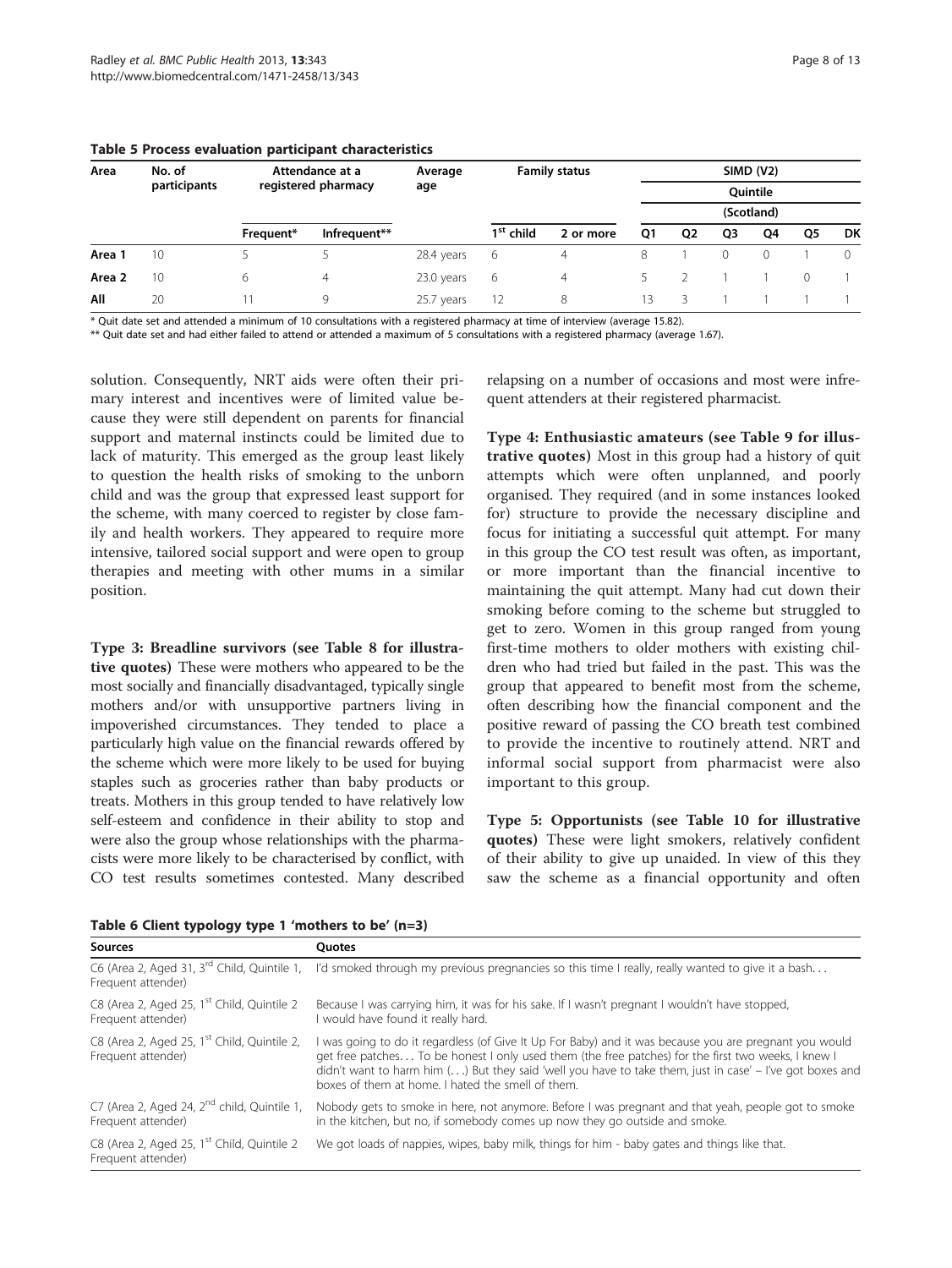**Table 5 Process evaluation participant characteristics**

| Area | No. of participants | Attendance at a registered pharmacy | | Average age | Family status | | SIMD (V2) Quintile (Scotland) | | | | | |
|---|---|---|---|---|---|---|---|---|---|---|---|---|
| | | Frequent* | Infrequent** | | 1st child | 2 or more | Q1 | Q2 | Q3 | Q4 | Q5 | DK |
| **Area 1** | 10 | 5 | 5 | 28.4 years | 6 | 4 | 8 | 1 | 0 | 0 | 1 | 0 |
| **Area 2** | 10 | 6 | 4 | 23.0 years | 6 | 4 | 5 | 2 | 1 | 1 | 0 | 1 |
| **All** | 20 | 11 | 9 | 25.7 years | 12 | 8 | 13 | 3 | 1 | 1 | 1 | 1 |

\* Quit date set and attended a minimum of 10 consultations with a registered pharmacy at time of interview (average 15.82).
\** Quit date set and had either failed to attend or attended a maximum of 5 consultations with a registered pharmacy (average 1.67).

solution. Consequently, NRT aids were often their primary interest and incentives were of limited value because they were still dependent on parents for financial support and maternal instincts could be limited due to lack of maturity. This emerged as the group least likely to question the health risks of smoking to the unborn child and was the group that expressed least support for the scheme, with many coerced to register by close family and health workers. They appeared to require more intensive, tailored social support and were open to group therapies and meeting with other mums in a similar position.

**Type 3: Breadline survivors (see Table 8 for illustrative quotes)** These were mothers who appeared to be the most socially and financially disadvantaged, typically single mothers and/or with unsupportive partners living in impoverished circumstances. They tended to place a particularly high value on the financial rewards offered by the scheme which were more likely to be used for buying staples such as groceries rather than baby products or treats. Mothers in this group tended to have relatively low self-esteem and confidence in their ability to stop and were also the group whose relationships with the pharmacists were more likely to be characterised by conflict, with CO test results sometimes contested. Many described relapsing on a number of occasions and most were infrequent attenders at their registered pharmacist.

**Type 4: Enthusiastic amateurs (see Table 9 for illustrative quotes)** Most in this group had a history of quit attempts which were often unplanned, and poorly organised. They required (and in some instances looked for) structure to provide the necessary discipline and focus for initiating a successful quit attempt. For many in this group the CO test result was often, as important, or more important than the financial incentive to maintaining the quit attempt. Many had cut down their smoking before coming to the scheme but struggled to get to zero. Women in this group ranged from young first-time mothers to older mothers with existing children who had tried but failed in the past. This was the group that appeared to benefit most from the scheme, often describing how the financial component and the positive reward of passing the CO breath test combined to provide the incentive to routinely attend. NRT and informal social support from pharmacist were also important to this group.

**Type 5: Opportunists (see Table 10 for illustrative quotes)** These were light smokers, relatively confident of their ability to give up unaided. In view of this they saw the scheme as a financial opportunity and often

**Table 6 Client typology type 1 'mothers to be' (n=3)**

| Sources | Quotes |
|---|---|
| C6 (Area 2, Aged 31, 3rd Child, Quintile 1, Frequent attender) | I'd smoked through my previous pregnancies so this time I really, really wanted to give it a bash… |
| C8 (Area 2, Aged 25, 1st Child, Quintile 2 Frequent attender) | Because I was carrying him, it was for his sake. If I wasn't pregnant I wouldn't have stopped, I would have found it really hard. |
| C8 (Area 2, Aged 25, 1st Child, Quintile 2, Frequent attender) | I was going to do it regardless (of Give It Up For Baby) and it was because you are pregnant you would get free patches… To be honest I only used them (the free patches) for the first two weeks, I knew I didn't want to harm him (…) But they said 'well you have to take them, just in case' – I've got boxes and boxes of them at home. I hated the smell of them. |
| C7 (Area 2, Aged 24, 2nd child, Quintile 1, Frequent attender) | Nobody gets to smoke in here, not anymore. Before I was pregnant and that yeah, people got to smoke in the kitchen, but no, if somebody comes up now they go outside and smoke. |
| C8 (Area 2, Aged 25, 1st Child, Quintile 2 Frequent attender) | We got loads of nappies, wipes, baby milk, things for him - baby gates and things like that. |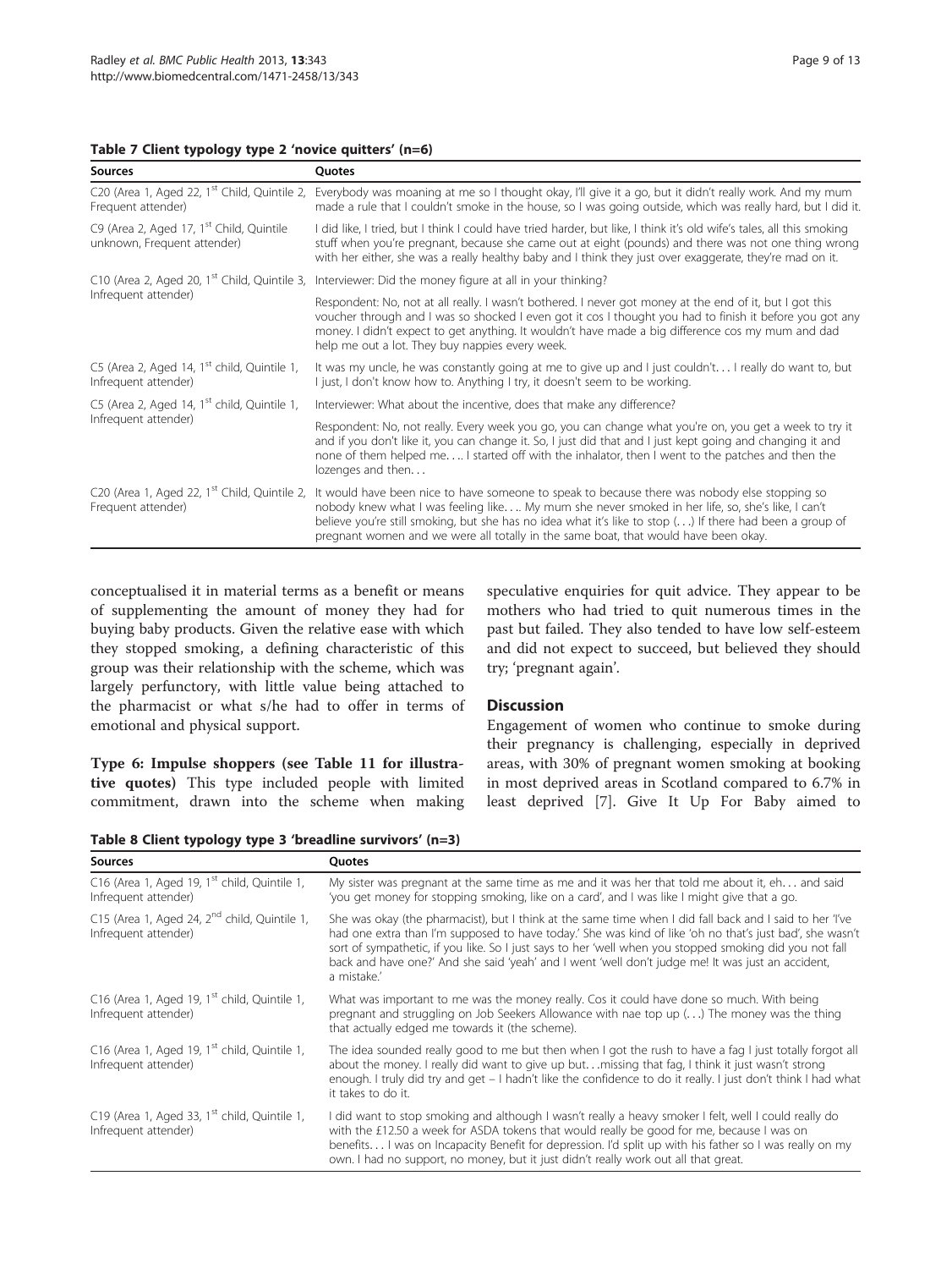**Table 7 Client typology type 2 'novice quitters' (n=6)**

| Sources | Quotes |
| --- | --- |
| C20 (Area 1, Aged 22, 1st Child, Quintile 2, Frequent attender) | Everybody was moaning at me so I thought okay, I'll give it a go, but it didn't really work. And my mum made a rule that I couldn't smoke in the house, so I was going outside, which was really hard, but I did it. |
| C9 (Area 2, Aged 17, 1st Child, Quintile unknown, Frequent attender) | I did like, I tried, but I think I could have tried harder, but like, I think it's old wife's tales, all this smoking stuff when you're pregnant, because she came out at eight (pounds) and there was not one thing wrong with her either, she was a really healthy baby and I think they just over exaggerate, they're mad on it. |
| C10 (Area 2, Aged 20, 1st Child, Quintile 3, Infrequent attender) | Interviewer: Did the money figure at all in your thinking? |
| | Respondent: No, not at all really. I wasn't bothered. I never got money at the end of it, but I got this voucher through and I was so shocked I even got it cos I thought you had to finish it before you got any money. I didn't expect to get anything. It wouldn't have made a big difference cos my mum and dad help me out a lot. They buy nappies every week. |
| C5 (Area 2, Aged 14, 1st child, Quintile 1, Infrequent attender) | It was my uncle, he was constantly going at me to give up and I just couldn't. . . I really do want to, but I just, I don't know how to. Anything I try, it doesn't seem to be working. |
| C5 (Area 2, Aged 14, 1st child, Quintile 1, Infrequent attender) | Interviewer: What about the incentive, does that make any difference? |
| | Respondent: No, not really. Every week you go, you can change what you're on, you get a week to try it and if you don't like it, you can change it. So, I just did that and I just kept going and changing it and none of them helped me. . .. I started off with the inhalator, then I went to the patches and then the lozenges and then. . . |
| C20 (Area 1, Aged 22, 1st Child, Quintile 2, Frequent attender) | It would have been nice to have someone to speak to because there was nobody else stopping so nobody knew what I was feeling like. . .. My mum she never smoked in her life, so, she's like, I can't believe you're still smoking, but she has no idea what it's like to stop (. . .) If there had been a group of pregnant women and we were all totally in the same boat, that would have been okay. |

conceptualised it in material terms as a benefit or means of supplementing the amount of money they had for buying baby products. Given the relative ease with which they stopped smoking, a defining characteristic of this group was their relationship with the scheme, which was largely perfunctory, with little value being attached to the pharmacist or what s/he had to offer in terms of emotional and physical support.

**Type 6: Impulse shoppers (see Table 11 for illustrative quotes)** This type included people with limited commitment, drawn into the scheme when making speculative enquiries for quit advice. They appear to be mothers who had tried to quit numerous times in the past but failed. They also tended to have low self-esteem and did not expect to succeed, but believed they should try; 'pregnant again'.

## Discussion

Engagement of women who continue to smoke during their pregnancy is challenging, especially in deprived areas, with 30% of pregnant women smoking at booking in most deprived areas in Scotland compared to 6.7% in least deprived [7]. Give It Up For Baby aimed to

**Table 8 Client typology type 3 'breadline survivors' (n=3)**

| Sources | Quotes |
| --- | --- |
| C16 (Area 1, Aged 19, 1st child, Quintile 1, Infrequent attender) | My sister was pregnant at the same time as me and it was her that told me about it, eh. . . and said 'you get money for stopping smoking, like on a card', and I was like I might give that a go. |
| C15 (Area 1, Aged 24, 2nd child, Quintile 1, Infrequent attender) | She was okay (the pharmacist), but I think at the same time when I did fall back and I said to her 'I've had one extra than I'm supposed to have today.' She was kind of like 'oh no that's just bad', she wasn't sort of sympathetic, if you like. So I just says to her 'well when you stopped smoking did you not fall back and have one?' And she said 'yeah' and I went 'well don't judge me! It was just an accident, a mistake.' |
| C16 (Area 1, Aged 19, 1st child, Quintile 1, Infrequent attender) | What was important to me was the money really. Cos it could have done so much. With being pregnant and struggling on Job Seekers Allowance with nae top up (. . .) The money was the thing that actually edged me towards it (the scheme). |
| C16 (Area 1, Aged 19, 1st child, Quintile 1, Infrequent attender) | The idea sounded really good to me but then when I got the rush to have a fag I just totally forgot all about the money. I really did want to give up but. . .missing that fag, I think it just wasn't strong enough. I truly did try and get – I hadn't like the confidence to do it really. I just don't think I had what it takes to do it. |
| C19 (Area 1, Aged 33, 1st child, Quintile 1, Infrequent attender) | I did want to stop smoking and although I wasn't really a heavy smoker I felt, well I could really do with the £12.50 a week for ASDA tokens that would really be good for me, because I was on benefits. . . I was on Incapacity Benefit for depression. I'd split up with his father so I was really on my own. I had no support, no money, but it just didn't really work out all that great. |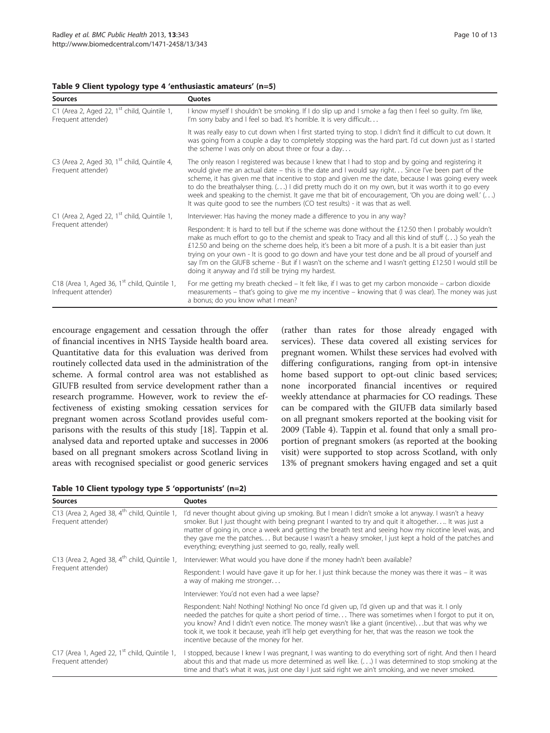**Table 9 Client typology type 4 'enthusiastic amateurs' (n=5)**

| Sources | Quotes |
|---|---|
| C1 (Area 2, Aged 22, 1st child, Quintile 1, Frequent attender) | I know myself I shouldn't be smoking. If I do slip up and I smoke a fag then I feel so guilty. I'm like, I'm sorry baby and I feel so bad. It's horrible. It is very difficult… |
| | It was really easy to cut down when I first started trying to stop. I didn't find it difficult to cut down. It was going from a couple a day to completely stopping was the hard part. I'd cut down just as I started the scheme I was only on about three or four a day… |
| C3 (Area 2, Aged 30, 1st child, Quintile 4, Frequent attender) | The only reason I registered was because I knew that I had to stop and by going and registering it would give me an actual date – this is the date and I would say right… Since I've been part of the scheme, it has given me that incentive to stop and given me the date, because I was going every week to do the breathalyser thing. (…) I did pretty much do it on my own, but it was worth it to go every week and speaking to the chemist. It gave me that bit of encouragement, 'Oh you are doing well.' (…) It was quite good to see the numbers (CO test results) - it was that as well. |
| C1 (Area 2, Aged 22, 1st child, Quintile 1, Frequent attender) | Interviewer: Has having the money made a difference to you in any way? |
| | Respondent: It is hard to tell but if the scheme was done without the £12.50 then I probably wouldn't make as much effort to go to the chemist and speak to Tracy and all this kind of stuff (…) So yeah the £12.50 and being on the scheme does help, it's been a bit more of a push. It is a bit easier than just trying on your own - It is good to go down and have your test done and be all proud of yourself and say I'm on the GIUFB scheme - But if I wasn't on the scheme and I wasn't getting £12.50 I would still be doing it anyway and I'd still be trying my hardest. |
| C18 (Area 1, Aged 36, 1st child, Quintile 1, Infrequent attender) | For me getting my breath checked – It felt like, if I was to get my carbon monoxide – carbon dioxide measurements – that's going to give me my incentive – knowing that (I was clear). The money was just a bonus; do you know what I mean? |

encourage engagement and cessation through the offer of financial incentives in NHS Tayside health board area. Quantitative data for this evaluation was derived from routinely collected data used in the administration of the scheme. A formal control area was not established as GIUFB resulted from service development rather than a research programme. However, work to review the effectiveness of existing smoking cessation services for pregnant women across Scotland provides useful comparisons with the results of this study [18]. Tappin et al. analysed data and reported uptake and successes in 2006 based on all pregnant smokers across Scotland living in areas with recognised specialist or good generic services (rather than rates for those already engaged with services). These data covered all existing services for pregnant women. Whilst these services had evolved with differing configurations, ranging from opt-in intensive home based support to opt-out clinic based services; none incorporated financial incentives or required weekly attendance at pharmacies for CO readings. These can be compared with the GIUFB data similarly based on all pregnant smokers reported at the booking visit for 2009 (Table 4). Tappin et al. found that only a small proportion of pregnant smokers (as reported at the booking visit) were supported to stop across Scotland, with only 13% of pregnant smokers having engaged and set a quit

**Table 10 Client typology type 5 'opportunists' (n=2)**

| Sources | Quotes |
|---|---|
| C13 (Area 2, Aged 38, 4th child, Quintile 1, Frequent attender) | I'd never thought about giving up smoking. But I mean I didn't smoke a lot anyway. I wasn't a heavy smoker. But I just thought with being pregnant I wanted to try and quit it altogether…. It was just a matter of going in, once a week and getting the breath test and seeing how my nicotine level was, and they gave me the patches… But because I wasn't a heavy smoker, I just kept a hold of the patches and everything; everything just seemed to go, really, really well. |
| C13 (Area 2, Aged 38, 4th child, Quintile 1, Frequent attender) | Interviewer: What would you have done if the money hadn't been available? |
| | Respondent: I would have gave it up for her. I just think because the money was there it was – it was a way of making me stronger… |
| | Interviewer: You'd not even had a wee lapse? |
| | Respondent: Nah! Nothing! Nothing! No once I'd given up, I'd given up and that was it. I only needed the patches for quite a short period of time… There was sometimes when I forgot to put it on, you know? And I didn't even notice. The money wasn't like a giant (incentive)…but that was why we took it, we took it because, yeah it'll help get everything for her, that was the reason we took the incentive because of the money for her. |
| C17 (Area 1, Aged 22, 1st child, Quintile 1, Frequent attender) | I stopped, because I knew I was pregnant, I was wanting to do everything sort of right. And then I heard about this and that made us more determined as well like. (…) I was determined to stop smoking at the time and that's what it was, just one day I just said right we ain't smoking, and we never smoked. |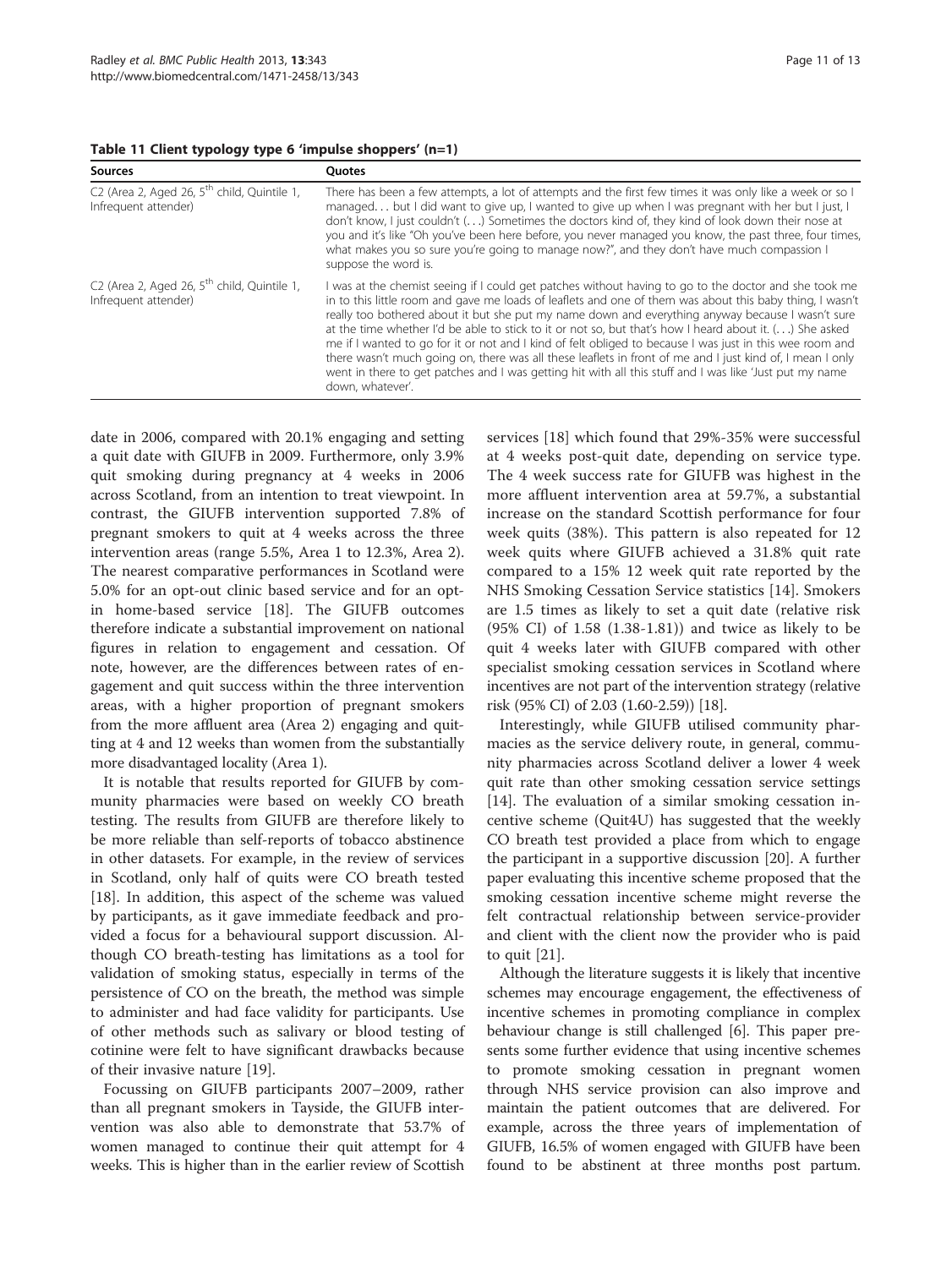**Table 11 Client typology type 6 'impulse shoppers' (n=1)**

| Sources | Quotes |
|---|---|
| C2 (Area 2, Aged 26, 5th child, Quintile 1, Infrequent attender) | There has been a few attempts, a lot of attempts and the first few times it was only like a week or so I managed… but I did want to give up, I wanted to give up when I was pregnant with her but I just, I don't know, I just couldn't (…) Sometimes the doctors kind of, they kind of look down their nose at you and it's like "Oh you've been here before, you never managed you know, the past three, four times, what makes you so sure you're going to manage now?", and they don't have much compassion I suppose the word is. |
| C2 (Area 2, Aged 26, 5th child, Quintile 1, Infrequent attender) | I was at the chemist seeing if I could get patches without having to go to the doctor and she took me in to this little room and gave me loads of leaflets and one of them was about this baby thing, I wasn't really too bothered about it but she put my name down and everything anyway because I wasn't sure at the time whether I'd be able to stick to it or not so, but that's how I heard about it. (…) She asked me if I wanted to go for it or not and I kind of felt obliged to because I was just in this wee room and there wasn't much going on, there was all these leaflets in front of me and I just kind of, I mean I only went in there to get patches and I was getting hit with all this stuff and I was like 'Just put my name down, whatever'. |

date in 2006, compared with 20.1% engaging and setting a quit date with GIUFB in 2009. Furthermore, only 3.9% quit smoking during pregnancy at 4 weeks in 2006 across Scotland, from an intention to treat viewpoint. In contrast, the GIUFB intervention supported 7.8% of pregnant smokers to quit at 4 weeks across the three intervention areas (range 5.5%, Area 1 to 12.3%, Area 2). The nearest comparative performances in Scotland were 5.0% for an opt-out clinic based service and for an opt-in home-based service [18]. The GIUFB outcomes therefore indicate a substantial improvement on national figures in relation to engagement and cessation. Of note, however, are the differences between rates of engagement and quit success within the three intervention areas, with a higher proportion of pregnant smokers from the more affluent area (Area 2) engaging and quitting at 4 and 12 weeks than women from the substantially more disadvantaged locality (Area 1).

It is notable that results reported for GIUFB by community pharmacies were based on weekly CO breath testing. The results from GIUFB are therefore likely to be more reliable than self-reports of tobacco abstinence in other datasets. For example, in the review of services in Scotland, only half of quits were CO breath tested [18]. In addition, this aspect of the scheme was valued by participants, as it gave immediate feedback and provided a focus for a behavioural support discussion. Although CO breath-testing has limitations as a tool for validation of smoking status, especially in terms of the persistence of CO on the breath, the method was simple to administer and had face validity for participants. Use of other methods such as salivary or blood testing of cotinine were felt to have significant drawbacks because of their invasive nature [19].

Focussing on GIUFB participants 2007–2009, rather than all pregnant smokers in Tayside, the GIUFB intervention was also able to demonstrate that 53.7% of women managed to continue their quit attempt for 4 weeks. This is higher than in the earlier review of Scottish services [18] which found that 29%-35% were successful at 4 weeks post-quit date, depending on service type. The 4 week success rate for GIUFB was highest in the more affluent intervention area at 59.7%, a substantial increase on the standard Scottish performance for four week quits (38%). This pattern is also repeated for 12 week quits where GIUFB achieved a 31.8% quit rate compared to a 15% 12 week quit rate reported by the NHS Smoking Cessation Service statistics [14]. Smokers are 1.5 times as likely to set a quit date (relative risk (95% CI) of 1.58 (1.38-1.81)) and twice as likely to be quit 4 weeks later with GIUFB compared with other specialist smoking cessation services in Scotland where incentives are not part of the intervention strategy (relative risk (95% CI) of 2.03 (1.60-2.59)) [18].

Interestingly, while GIUFB utilised community pharmacies as the service delivery route, in general, community pharmacies across Scotland deliver a lower 4 week quit rate than other smoking cessation service settings [14]. The evaluation of a similar smoking cessation incentive scheme (Quit4U) has suggested that the weekly CO breath test provided a place from which to engage the participant in a supportive discussion [20]. A further paper evaluating this incentive scheme proposed that the smoking cessation incentive scheme might reverse the felt contractual relationship between service-provider and client with the client now the provider who is paid to quit [21].

Although the literature suggests it is likely that incentive schemes may encourage engagement, the effectiveness of incentive schemes in promoting compliance in complex behaviour change is still challenged [6]. This paper presents some further evidence that using incentive schemes to promote smoking cessation in pregnant women through NHS service provision can also improve and maintain the patient outcomes that are delivered. For example, across the three years of implementation of GIUFB, 16.5% of women engaged with GIUFB have been found to be abstinent at three months post partum.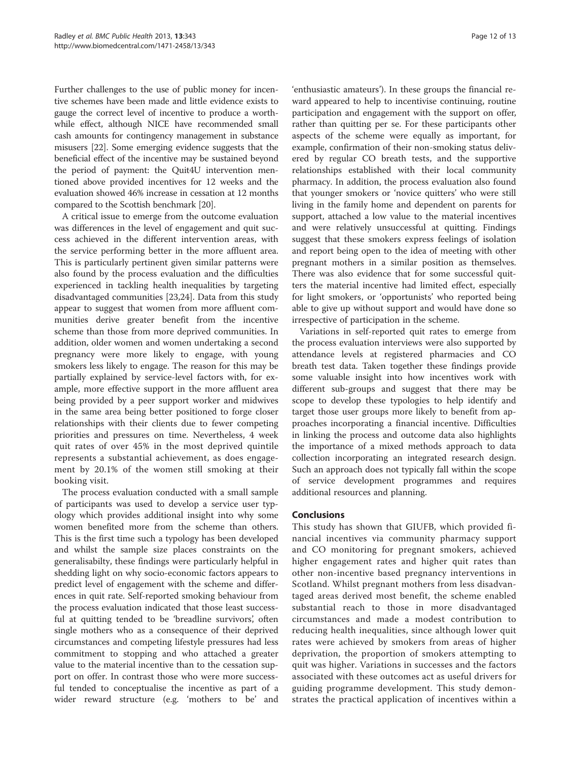Further challenges to the use of public money for incentive schemes have been made and little evidence exists to gauge the correct level of incentive to produce a worthwhile effect, although NICE have recommended small cash amounts for contingency management in substance misusers [22]. Some emerging evidence suggests that the beneficial effect of the incentive may be sustained beyond the period of payment: the Quit4U intervention mentioned above provided incentives for 12 weeks and the evaluation showed 46% increase in cessation at 12 months compared to the Scottish benchmark [20].

A critical issue to emerge from the outcome evaluation was differences in the level of engagement and quit success achieved in the different intervention areas, with the service performing better in the more affluent area. This is particularly pertinent given similar patterns were also found by the process evaluation and the difficulties experienced in tackling health inequalities by targeting disadvantaged communities [23,24]. Data from this study appear to suggest that women from more affluent communities derive greater benefit from the incentive scheme than those from more deprived communities. In addition, older women and women undertaking a second pregnancy were more likely to engage, with young smokers less likely to engage. The reason for this may be partially explained by service-level factors with, for example, more effective support in the more affluent area being provided by a peer support worker and midwives in the same area being better positioned to forge closer relationships with their clients due to fewer competing priorities and pressures on time. Nevertheless, 4 week quit rates of over 45% in the most deprived quintile represents a substantial achievement, as does engagement by 20.1% of the women still smoking at their booking visit.

The process evaluation conducted with a small sample of participants was used to develop a service user typology which provides additional insight into why some women benefited more from the scheme than others. This is the first time such a typology has been developed and whilst the sample size places constraints on the generalisabilty, these findings were particularly helpful in shedding light on why socio-economic factors appears to predict level of engagement with the scheme and differences in quit rate. Self-reported smoking behaviour from the process evaluation indicated that those least successful at quitting tended to be 'breadline survivors', often single mothers who as a consequence of their deprived circumstances and competing lifestyle pressures had less commitment to stopping and who attached a greater value to the material incentive than to the cessation support on offer. In contrast those who were more successful tended to conceptualise the incentive as part of a wider reward structure (e.g. 'mothers to be' and 'enthusiastic amateurs'). In these groups the financial reward appeared to help to incentivise continuing, routine participation and engagement with the support on offer, rather than quitting per se. For these participants other aspects of the scheme were equally as important, for example, confirmation of their non-smoking status delivered by regular CO breath tests, and the supportive relationships established with their local community pharmacy. In addition, the process evaluation also found that younger smokers or 'novice quitters' who were still living in the family home and dependent on parents for support, attached a low value to the material incentives and were relatively unsuccessful at quitting. Findings suggest that these smokers express feelings of isolation and report being open to the idea of meeting with other pregnant mothers in a similar position as themselves. There was also evidence that for some successful quitters the material incentive had limited effect, especially for light smokers, or 'opportunists' who reported being able to give up without support and would have done so irrespective of participation in the scheme.

Variations in self-reported quit rates to emerge from the process evaluation interviews were also supported by attendance levels at registered pharmacies and CO breath test data. Taken together these findings provide some valuable insight into how incentives work with different sub-groups and suggest that there may be scope to develop these typologies to help identify and target those user groups more likely to benefit from approaches incorporating a financial incentive. Difficulties in linking the process and outcome data also highlights the importance of a mixed methods approach to data collection incorporating an integrated research design. Such an approach does not typically fall within the scope of service development programmes and requires additional resources and planning.

## Conclusions

This study has shown that GIUFB, which provided financial incentives via community pharmacy support and CO monitoring for pregnant smokers, achieved higher engagement rates and higher quit rates than other non-incentive based pregnancy interventions in Scotland. Whilst pregnant mothers from less disadvantaged areas derived most benefit, the scheme enabled substantial reach to those in more disadvantaged circumstances and made a modest contribution to reducing health inequalities, since although lower quit rates were achieved by smokers from areas of higher deprivation, the proportion of smokers attempting to quit was higher. Variations in successes and the factors associated with these outcomes act as useful drivers for guiding programme development. This study demonstrates the practical application of incentives within a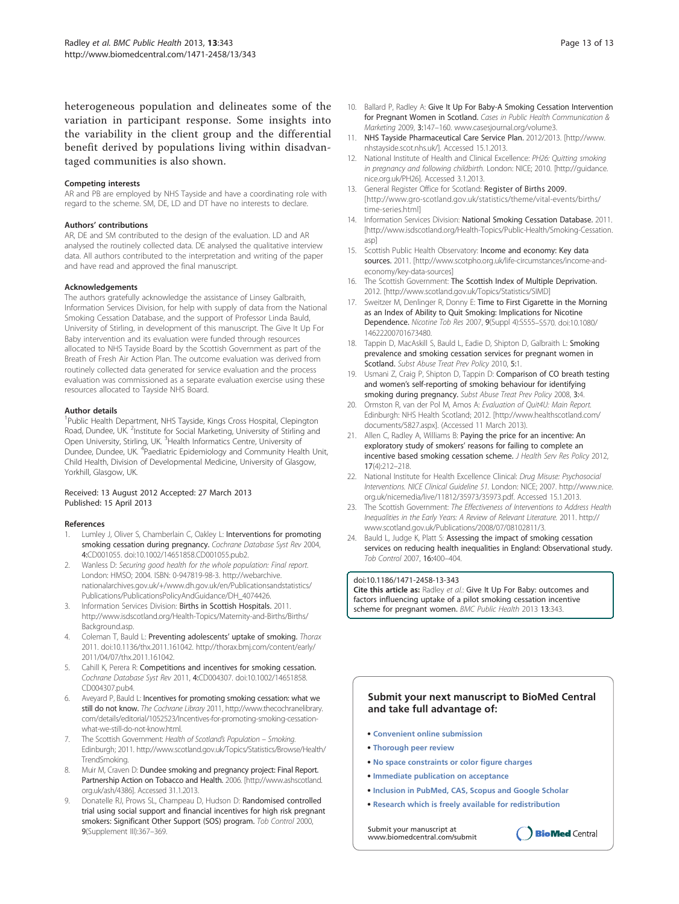heterogeneous population and delineates some of the variation in participant response. Some insights into the variability in the client group and the differential benefit derived by populations living within disadvantaged communities is also shown.

#### Competing interests
AR and PB are employed by NHS Tayside and have a coordinating role with regard to the scheme. SM, DE, LD and DT have no interests to declare.

#### Authors' contributions
AR, DE and SM contributed to the design of the evaluation. LD and AR analysed the routinely collected data. DE analysed the qualitative interview data. All authors contributed to the interpretation and writing of the paper and have read and approved the final manuscript.

#### Acknowledgements
The authors gratefully acknowledge the assistance of Linsey Galbraith, Information Services Division, for help with supply of data from the National Smoking Cessation Database, and the support of Professor Linda Bauld, University of Stirling, in development of this manuscript. The Give It Up For Baby intervention and its evaluation were funded through resources allocated to NHS Tayside Board by the Scottish Government as part of the Breath of Fresh Air Action Plan. The outcome evaluation was derived from routinely collected data generated for service evaluation and the process evaluation was commissioned as a separate evaluation exercise using these resources allocated to Tayside NHS Board.

#### Author details
[1]Public Health Department, NHS Tayside, Kings Cross Hospital, Clepington Road, Dundee, UK. [2]Institute for Social Marketing, University of Stirling and Open University, Stirling, UK. [3]Health Informatics Centre, University of Dundee, Dundee, UK. [4]Paediatric Epidemiology and Community Health Unit, Child Health, Division of Developmental Medicine, University of Glasgow, Yorkhill, Glasgow, UK.

Received: 13 August 2012 Accepted: 27 March 2013
Published: 15 April 2013

#### References
1. Lumley J, Oliver S, Chamberlain C, Oakley L: **Interventions for promoting smoking cessation during pregnancy.** *Cochrane Database Syst Rev* 2004, **4:**CD001055. doi:10.1002/14651858.CD001055.pub2.
2. Wanless D: *Securing good health for the whole population: Final report.* London: HMSO; 2004. ISBN: 0-947819-98-3. http://webarchive.nationalarchives.gov.uk/+/www.dh.gov.uk/en/Publicationsandstatistics/Publications/PublicationsPolicyAndGuidance/DH_4074426.
3. Information Services Division: **Births in Scottish Hospitals.** 2011. http://www.isdscotland.org/Health-Topics/Maternity-and-Births/Births/Background.asp.
4. Coleman T, Bauld L: **Preventing adolescents' uptake of smoking.** *Thorax* 2011. doi:10.1136/thx.2011.161042. http://thorax.bmj.com/content/early/2011/04/07/thx.2011.161042.
5. Cahill K, Perera R: **Competitions and incentives for smoking cessation.** *Cochrane Database Syst Rev* 2011, **4:**CD004307. doi:10.1002/14651858.CD004307.pub4.
6. Aveyard P, Bauld L: **Incentives for promoting smoking cessation: what we still do not know.** *The Cochrane Library* 2011, http://www.thecochranelibrary.com/details/editorial/1052523/Incentives-for-promoting-smoking-cessation-what-we-still-do-not-know.html.
7. The Scottish Government: *Health of Scotland's Population – Smoking.* Edinburgh; 2011. http://www.scotland.gov.uk/Topics/Statistics/Browse/Health/TrendSmoking.
8. Muir M, Craven D: **Dundee smoking and pregnancy project: Final Report.** Partnership Action on Tobacco and Health. 2006. [http://www.ashscotland.org.uk/ash/4386]. Accessed 31.1.2013.
9. Donatelle RJ, Prows SL, Champeau D, Hudson D: **Randomised controlled trial using social support and financial incentives for high risk pregnant smokers: Significant Other Support (SOS) program.** *Tob Control* 2000, **9**(Supplement III):367–369.
10. Ballard P, Radley A: **Give It Up For Baby-A Smoking Cessation Intervention for Pregnant Women in Scotland.** *Cases in Public Health Communication & Marketing* 2009, **3:**147–160. www.casesjournal.org/volume3.
11. NHS Tayside Pharmaceutical Care Service Plan. 2012/2013. [http://www.nhstayside.scot.nhs.uk/]. Accessed 15.1.2013.
12. National Institute of Health and Clinical Excellence: *PH26: Quitting smoking in pregnancy and following childbirth.* London: NICE; 2010. [http://guidance.nice.org.uk/PH26]. Accessed 3.1.2013.
13. General Register Office for Scotland: **Register of Births 2009.** [http://www.gro-scotland.gov.uk/statistics/theme/vital-events/births/time-series.html]
14. Information Services Division: **National Smoking Cessation Database.** 2011. [http://www.isdscotland.org/Health-Topics/Public-Health/Smoking-Cessation.asp]
15. Scottish Public Health Observatory: **Income and economy: Key data sources.** 2011. [http://www.scotpho.org.uk/life-circumstances/income-and-economy/key-data-sources]
16. The Scottish Government: **The Scottish Index of Multiple Deprivation.** 2012. [http://www.scotland.gov.uk/Topics/Statistics/SIMD]
17. Sweitzer M, Denlinger R, Donny E: **Time to First Cigarette in the Morning as an Index of Ability to Quit Smoking: Implications for Nicotine Dependence.** *Nicotine Tob Res* 2007, **9**(Suppl 4):S555–S570. doi:10.1080/14622200701673480.
18. Tappin D, MacAskill S, Bauld L, Eadie D, Shipton D, Galbraith L: **Smoking prevalence and smoking cessation services for pregnant women in Scotland.** *Subst Abuse Treat Prev Policy* 2010, **5:**1.
19. Usmani Z, Craig P, Shipton D, Tappin D: **Comparison of CO breath testing and women's self-reporting of smoking behaviour for identifying smoking during pregnancy.** *Subst Abuse Treat Prev Policy* 2008, **3:**4.
20. Ormston R, van der Pol M, Amos A: *Evaluation of Quit4U: Main Report.* Edinburgh: NHS Health Scotland; 2012. [http://www.healthscotland.com/documents/5827.aspx]. (Accessed 11 March 2013).
21. Allen C, Radley A, Williams B: **Paying the price for an incentive: An exploratory study of smokers' reasons for failing to complete an incentive based smoking cessation scheme.** *J Health Serv Res Policy* 2012, **17**(4):212–218.
22. National Institute for Health Excellence Clinical: *Drug Misuse: Psychosocial Interventions. NICE Clinical Guideline 51.* London: NICE; 2007. http://www.nice.org.uk/nicemedia/live/11812/35973/35973.pdf. Accessed 15.1.2013.
23. The Scottish Government: *The Effectiveness of Interventions to Address Health Inequalities in the Early Years: A Review of Relevant Literature.* 2011. http://www.scotland.gov.uk/Publications/2008/07/08102811/3.
24. Bauld L, Judge K, Platt S: **Assessing the impact of smoking cessation services on reducing health inequalities in England: Observational study.** *Tob Control* 2007, **16:**400–404.

doi:10.1186/1471-2458-13-343
**Cite this article as:** Radley *et al.*: Give It Up For Baby: outcomes and factors influencing uptake of a pilot smoking cessation incentive scheme for pregnant women. *BMC Public Health* 2013 **13**:343.

**Submit your next manuscript to BioMed Central and take full advantage of:**

- Convenient online submission
- Thorough peer review
- No space constraints or color figure charges
- Immediate publication on acceptance
- Inclusion in PubMed, CAS, Scopus and Google Scholar
- Research which is freely available for redistribution

Submit your manuscript at
www.biomedcentral.com/submit